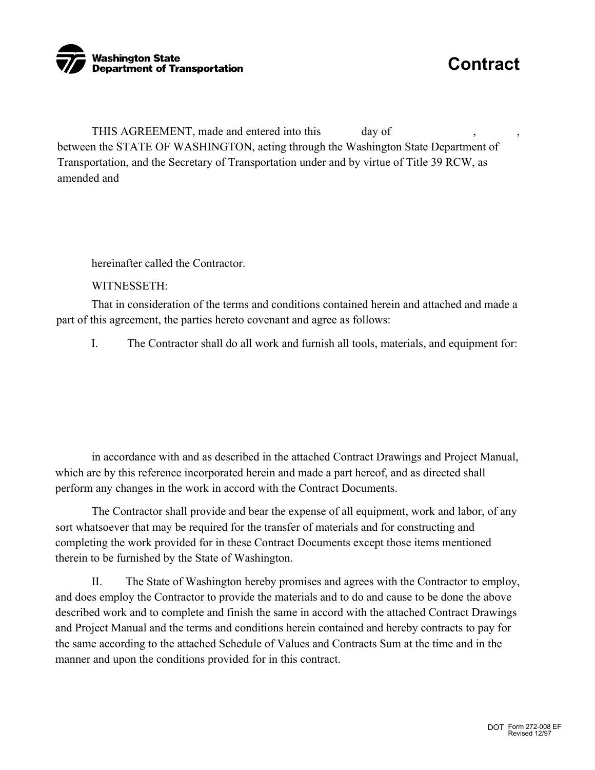**Washington State Department of Transportation**

# Contract

THIS AGREEMENT, made and entered into this day of , , between the STATE OF WASHINGTON, acting through the Washington State Department of Transportation, and the Secretary of Transportation under and by virtue of Title 39 RCW, as amended and

hereinafter called the Contractor.

WITNESSETH:

That in consideration of the terms and conditions contained herein and attached and made a part of this agreement, the parties hereto covenant and agree as follows:

I. The Contractor shall do all work and furnish all tools, materials, and equipment for:

in accordance with and as described in the attached Contract Drawings and Project Manual, which are by this reference incorporated herein and made a part hereof, and as directed shall perform any changes in the work in accord with the Contract Documents.

The Contractor shall provide and bear the expense of all equipment, work and labor, of any sort whatsoever that may be required for the transfer of materials and for constructing and completing the work provided for in these Contract Documents except those items mentioned therein to be furnished by the State of Washington.

II. The State of Washington hereby promises and agrees with the Contractor to employ, and does employ the Contractor to provide the materials and to do and cause to be done the above described work and to complete and finish the same in accord with the attached Contract Drawings and Project Manual and the terms and conditions herein contained and hereby contracts to pay for the same according to the attached Schedule of Values and Contracts Sum at the time and in the manner and upon the conditions provided for in this contract.

DOT Form 272-008 EF
Revised 12/97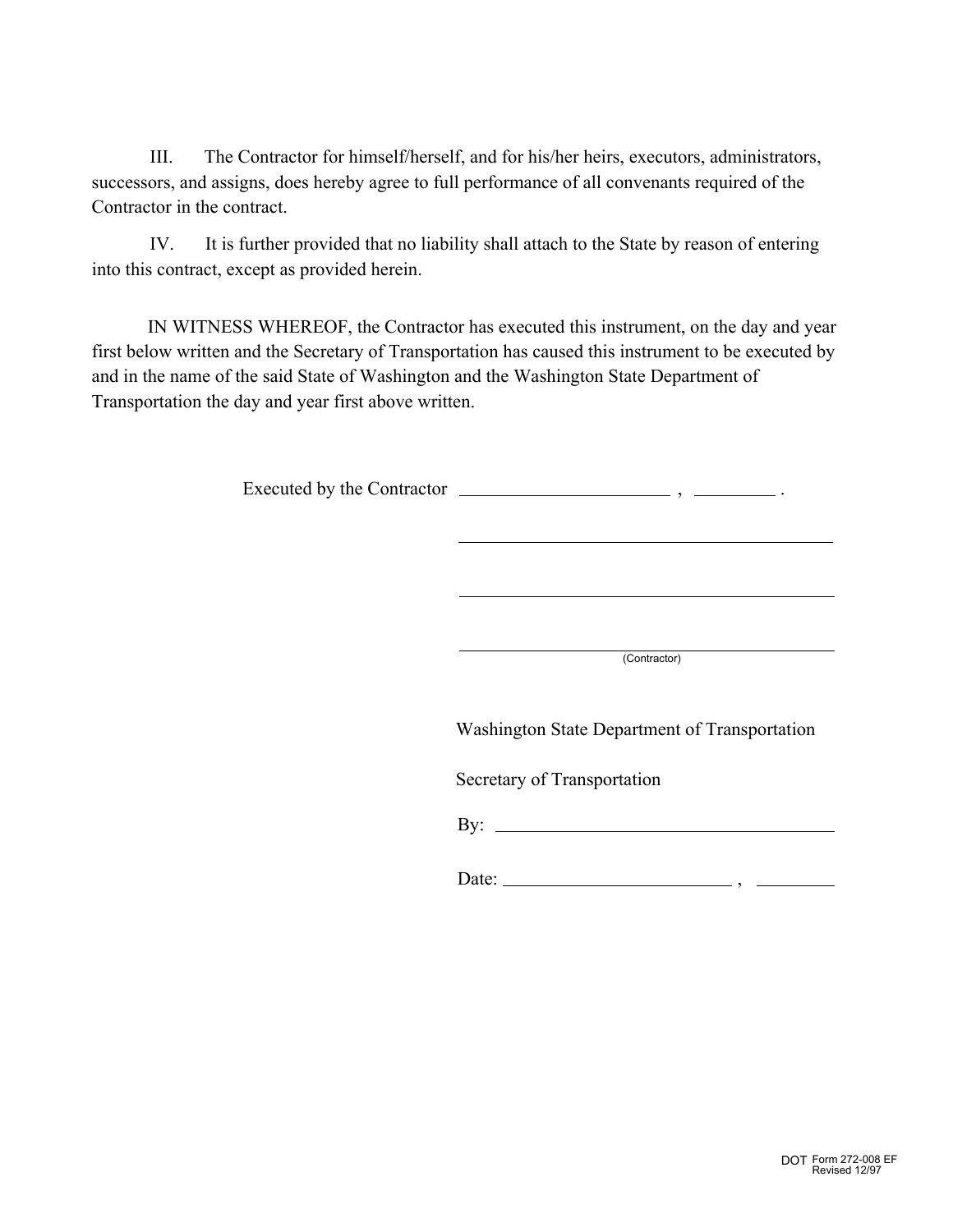III. The Contractor for himself/herself, and for his/her heirs, executors, administrators, successors, and assigns, does hereby agree to full performance of all convenants required of the Contractor in the contract.

IV. It is further provided that no liability shall attach to the State by reason of entering into this contract, except as provided herein.

IN WITNESS WHEREOF, the Contractor has executed this instrument, on the day and year first below written and the Secretary of Transportation has caused this instrument to be executed by and in the name of the said State of Washington and the Washington State Department of Transportation the day and year first above written.

Executed by the Contractor \_\_\_\_\_\_\_\_\_\_\_\_\_\_\_\_\_\_\_\_ , \_\_\_\_\_\_\_\_ .

\_\_\_\_\_\_\_\_\_\_\_\_\_\_\_\_\_\_\_\_\_\_\_\_\_\_\_\_\_\_\_\_\_\_\_\_

\_\_\_\_\_\_\_\_\_\_\_\_\_\_\_\_\_\_\_\_\_\_\_\_\_\_\_\_\_\_\_\_\_\_\_\_

\_\_\_\_\_\_\_\_\_\_\_\_\_\_\_\_\_\_\_\_\_\_\_\_\_\_\_\_\_\_\_\_\_\_\_\_
(Contractor)

Washington State Department of Transportation

Secretary of Transportation

By: \_\_\_\_\_\_\_\_\_\_\_\_\_\_\_\_\_\_\_\_\_\_\_\_\_\_\_\_\_\_

Date: \_\_\_\_\_\_\_\_\_\_\_\_\_\_\_\_\_\_\_\_ , \_\_\_\_\_\_\_\_

DOT Form 272-008 EF
Revised 12/97